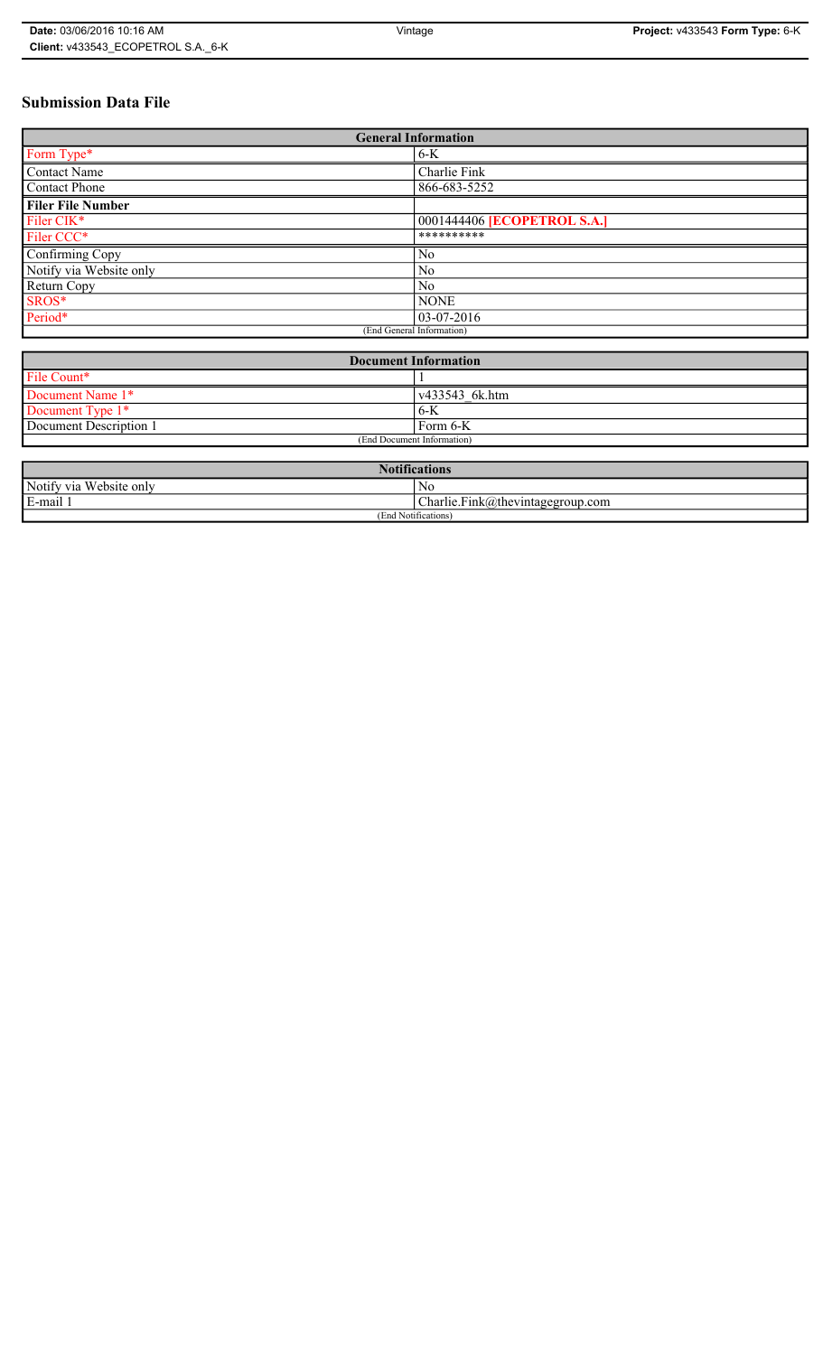# Submission Data File

| General Information | |
|---|---|
| Form Type* | 6-K |
| Contact Name | Charlie Fink |
| Contact Phone | 866-683-5252 |
| **Filer File Number** | |
| Filer CIK* | 0001444406 **[ECOPETROL S.A.]** |
| Filer CCC* | ********** |
| Confirming Copy | No |
| Notify via Website only | No |
| Return Copy | No |
| SROS* | NONE |
| Period* | 03-07-2016 |
| (End General Information) | |

| Document Information | |
|---|---|
| File Count* | 1 |
| Document Name 1* | v433543_6k.htm |
| Document Type 1* | 6-K |
| Document Description 1 | Form 6-K |
| (End Document Information) | |

| Notifications | |
|---|---|
| Notify via Website only | No |
| E-mail 1 | Charlie.Fink@thevintagegroup.com |
| (End Notifications) | |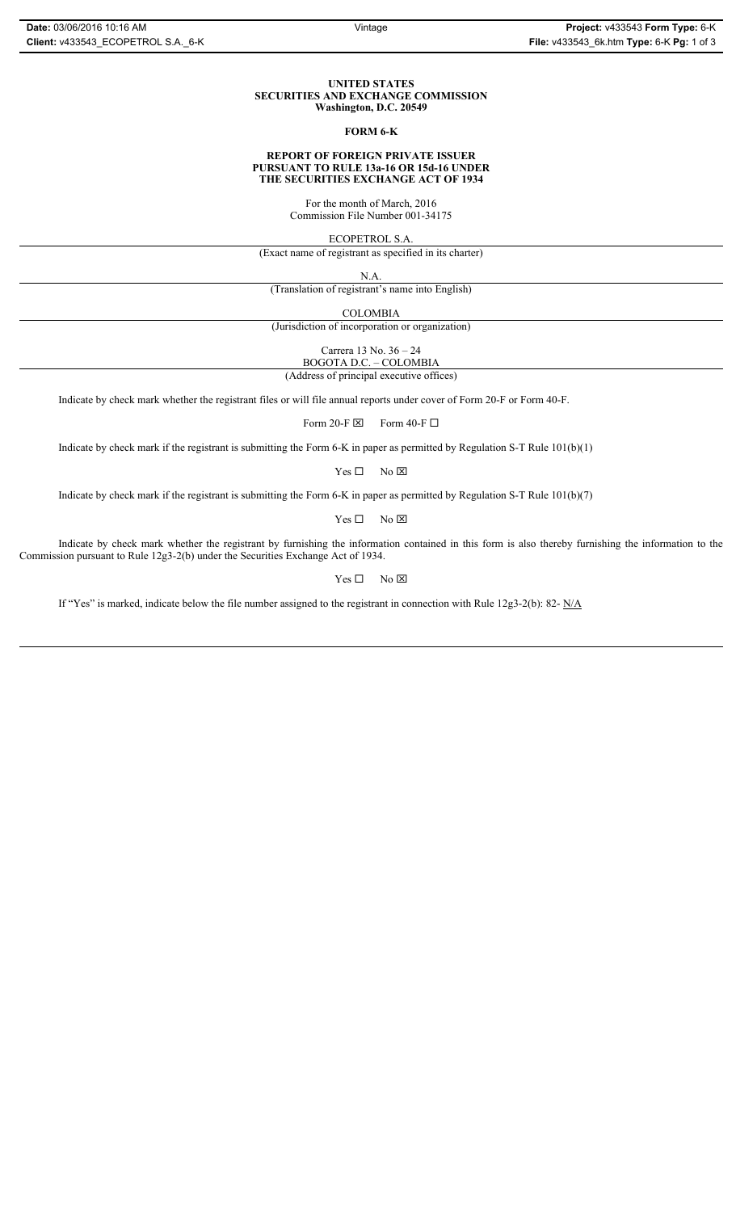**UNITED STATES**
**SECURITIES AND EXCHANGE COMMISSION**
**Washington, D.C. 20549**

**FORM 6-K**

**REPORT OF FOREIGN PRIVATE ISSUER**
**PURSUANT TO RULE 13a-16 OR 15d-16 UNDER**
**THE SECURITIES EXCHANGE ACT OF 1934**

For the month of March, 2016
Commission File Number 001-34175

ECOPETROL S.A.

(Exact name of registrant as specified in its charter)

N.A.

(Translation of registrant's name into English)

COLOMBIA

(Jurisdiction of incorporation or organization)

Carrera 13 No. 36 – 24
BOGOTA D.C. – COLOMBIA

(Address of principal executive offices)

Indicate by check mark whether the registrant files or will file annual reports under cover of Form 20-F or Form 40-F.

Form 20-F ☒ Form 40-F ☐

Indicate by check mark if the registrant is submitting the Form 6-K in paper as permitted by Regulation S-T Rule 101(b)(1)

Yes ☐ No ☒

Indicate by check mark if the registrant is submitting the Form 6-K in paper as permitted by Regulation S-T Rule 101(b)(7)

Yes ☐ No ☒

Indicate by check mark whether the registrant by furnishing the information contained in this form is also thereby furnishing the information to the Commission pursuant to Rule 12g3-2(b) under the Securities Exchange Act of 1934.

Yes ☐ No ☒

If "Yes" is marked, indicate below the file number assigned to the registrant in connection with Rule 12g3-2(b): 82- N/A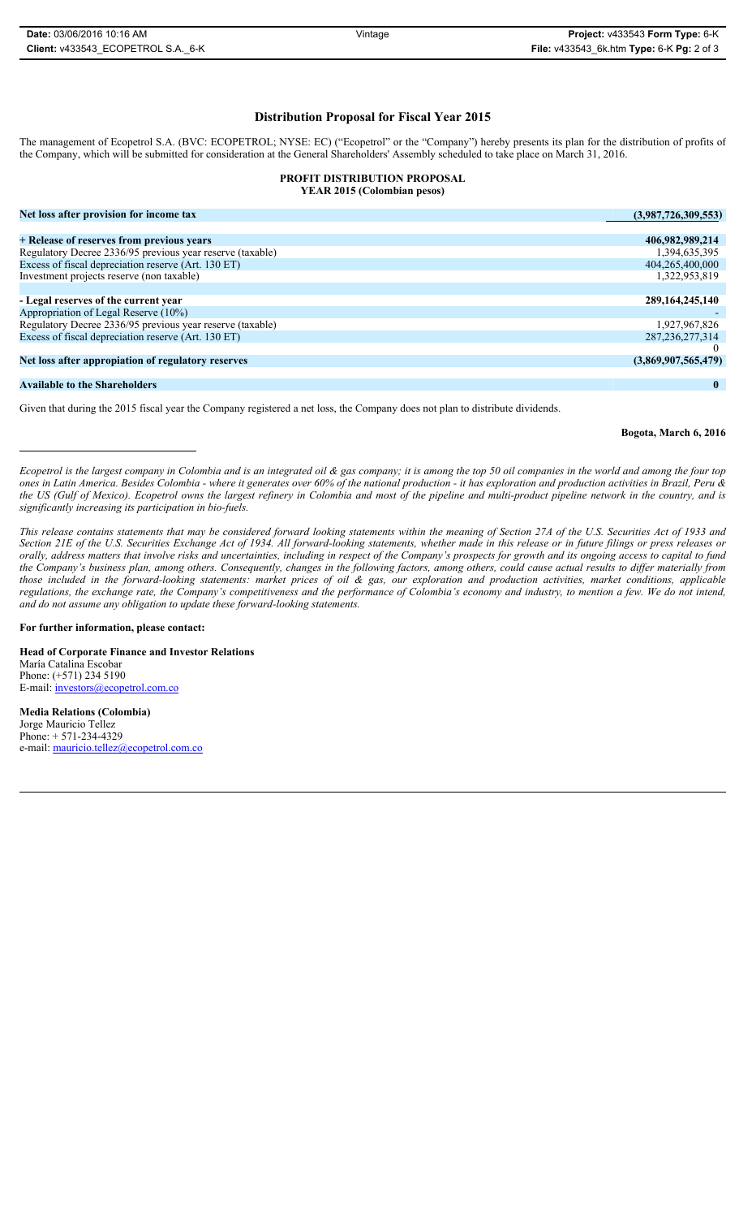## Distribution Proposal for Fiscal Year 2015

The management of Ecopetrol S.A. (BVC: ECOPETROL; NYSE: EC) ("Ecopetrol" or the "Company") hereby presents its plan for the distribution of profits of the Company, which will be submitted for consideration at the General Shareholders' Assembly scheduled to take place on March 31, 2016.

**PROFIT DISTRIBUTION PROPOSAL**
**YEAR 2015 (Colombian pesos)**

| | |
|---|---|
| **Net loss after provision for income tax** | **(3,987,726,309,553)** |
| | |
| **+ Release of reserves from previous years** | **406,982,989,214** |
| Regulatory Decree 2336/95 previous year reserve (taxable) | 1,394,635,395 |
| Excess of fiscal depreciation reserve (Art. 130 ET) | 404,265,400,000 |
| Investment projects reserve (non taxable) | 1,322,953,819 |
| | |
| **- Legal reserves of the current year** | **289,164,245,140** |
| Appropriation of Legal Reserve (10%) | - |
| Regulatory Decree 2336/95 previous year reserve (taxable) | 1,927,967,826 |
| Excess of fiscal depreciation reserve (Art. 130 ET) | 287,236,277,314 |
| | 0 |
| **Net loss after appropiation of regulatory reserves** | **(3,869,907,565,479)** |
| | |
| **Available to the Shareholders** | **0** |

Given that during the 2015 fiscal year the Company registered a net loss, the Company does not plan to distribute dividends.

**Bogota, March 6, 2016**

---

*Ecopetrol is the largest company in Colombia and is an integrated oil & gas company; it is among the top 50 oil companies in the world and among the four top ones in Latin America. Besides Colombia - where it generates over 60% of the national production - it has exploration and production activities in Brazil, Peru & the US (Gulf of Mexico). Ecopetrol owns the largest refinery in Colombia and most of the pipeline and multi-product pipeline network in the country, and is significantly increasing its participation in bio-fuels.*

*This release contains statements that may be considered forward looking statements within the meaning of Section 27A of the U.S. Securities Act of 1933 and Section 21E of the U.S. Securities Exchange Act of 1934. All forward-looking statements, whether made in this release or in future filings or press releases or orally, address matters that involve risks and uncertainties, including in respect of the Company's prospects for growth and its ongoing access to capital to fund the Company's business plan, among others. Consequently, changes in the following factors, among others, could cause actual results to differ materially from those included in the forward-looking statements: market prices of oil & gas, our exploration and production activities, market conditions, applicable regulations, the exchange rate, the Company's competitiveness and the performance of Colombia's economy and industry, to mention a few. We do not intend, and do not assume any obligation to update these forward-looking statements.*

**For further information, please contact:**

**Head of Corporate Finance and Investor Relations**
María Catalina Escobar
Phone: (+571) 234 5190
E-mail: investors@ecopetrol.com.co

**Media Relations (Colombia)**
Jorge Mauricio Tellez
Phone: + 571-234-4329
e-mail: mauricio.tellez@ecopetrol.com.co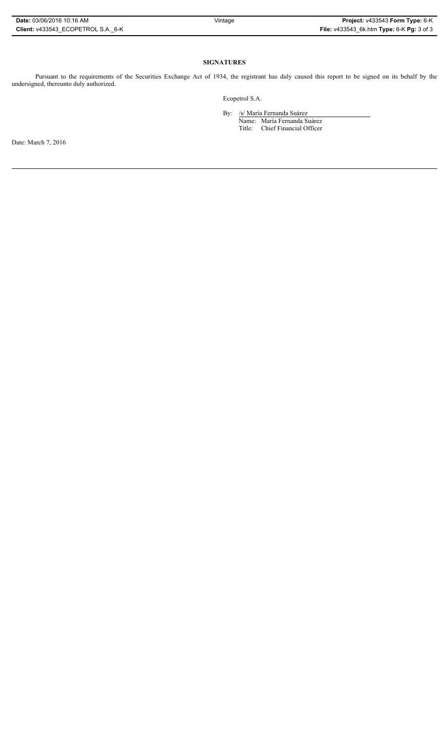## SIGNATURES

Pursuant to the requirements of the Securities Exchange Act of 1934, the registrant has duly caused this report to be signed on its behalf by the undersigned, thereunto duly authorized.

Ecopetrol S.A.

By: /s/ María Fernanda Suárez
Name: María Fernanda Suárez
Title: Chief Financial Officer

Date: March 7, 2016